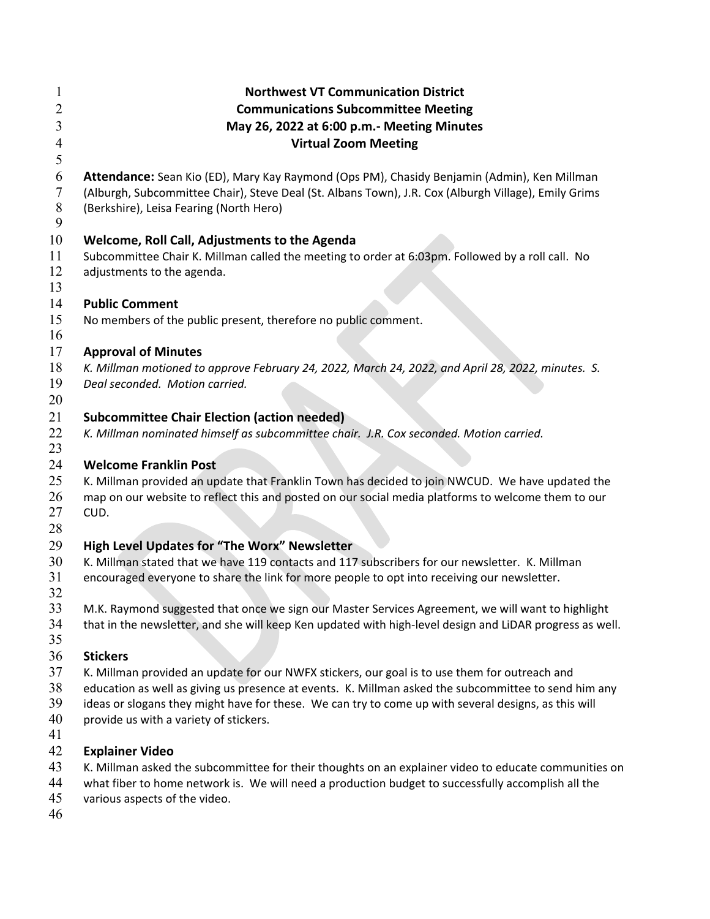**Northwest VT Communication District**
**Communications Subcommittee Meeting**
**May 26, 2022 at 6:00 p.m.- Meeting Minutes**
**Virtual Zoom Meeting**

**Attendance:** Sean Kio (ED), Mary Kay Raymond (Ops PM), Chasidy Benjamin (Admin), Ken Millman (Alburgh, Subcommittee Chair), Steve Deal (St. Albans Town), J.R. Cox (Alburgh Village), Emily Grims (Berkshire), Leisa Fearing (North Hero)

## Welcome, Roll Call, Adjustments to the Agenda

Subcommittee Chair K. Millman called the meeting to order at 6:03pm. Followed by a roll call. No adjustments to the agenda.

## Public Comment

No members of the public present, therefore no public comment.

## Approval of Minutes

*K. Millman motioned to approve February 24, 2022, March 24, 2022, and April 28, 2022, minutes. S. Deal seconded. Motion carried.*

## Subcommittee Chair Election (action needed)

*K. Millman nominated himself as subcommittee chair. J.R. Cox seconded. Motion carried.*

## Welcome Franklin Post

K. Millman provided an update that Franklin Town has decided to join NWCUD. We have updated the map on our website to reflect this and posted on our social media platforms to welcome them to our CUD.

## High Level Updates for "The Worx" Newsletter

K. Millman stated that we have 119 contacts and 117 subscribers for our newsletter. K. Millman encouraged everyone to share the link for more people to opt into receiving our newsletter.

M.K. Raymond suggested that once we sign our Master Services Agreement, we will want to highlight that in the newsletter, and she will keep Ken updated with high-level design and LiDAR progress as well.

## Stickers

K. Millman provided an update for our NWFX stickers, our goal is to use them for outreach and education as well as giving us presence at events. K. Millman asked the subcommittee to send him any ideas or slogans they might have for these. We can try to come up with several designs, as this will provide us with a variety of stickers.

## Explainer Video

K. Millman asked the subcommittee for their thoughts on an explainer video to educate communities on what fiber to home network is. We will need a production budget to successfully accomplish all the various aspects of the video.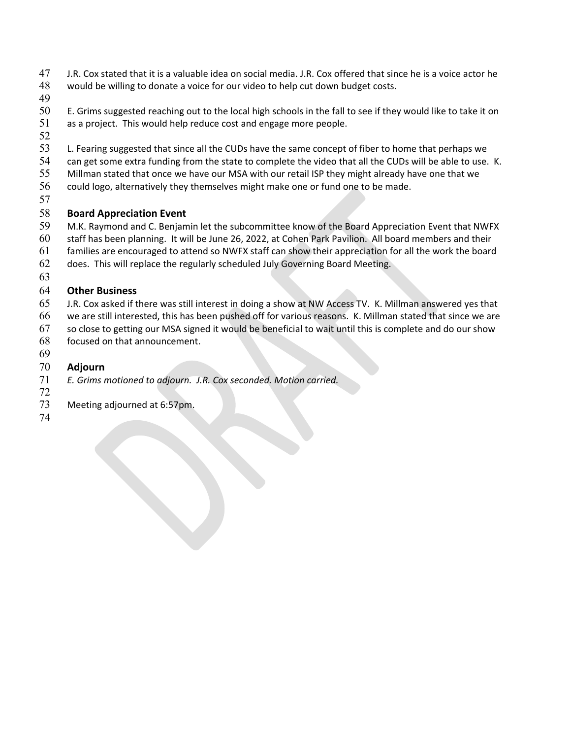J.R. Cox stated that it is a valuable idea on social media. J.R. Cox offered that since he is a voice actor he would be willing to donate a voice for our video to help cut down budget costs.

E. Grims suggested reaching out to the local high schools in the fall to see if they would like to take it on as a project. This would help reduce cost and engage more people.

L. Fearing suggested that since all the CUDs have the same concept of fiber to home that perhaps we can get some extra funding from the state to complete the video that all the CUDs will be able to use. K. Millman stated that once we have our MSA with our retail ISP they might already have one that we could logo, alternatively they themselves might make one or fund one to be made.

**Board Appreciation Event**

M.K. Raymond and C. Benjamin let the subcommittee know of the Board Appreciation Event that NWFX staff has been planning. It will be June 26, 2022, at Cohen Park Pavilion. All board members and their families are encouraged to attend so NWFX staff can show their appreciation for all the work the board does. This will replace the regularly scheduled July Governing Board Meeting.

**Other Business**

J.R. Cox asked if there was still interest in doing a show at NW Access TV. K. Millman answered yes that we are still interested, this has been pushed off for various reasons. K. Millman stated that since we are so close to getting our MSA signed it would be beneficial to wait until this is complete and do our show focused on that announcement.

**Adjourn**

*E. Grims motioned to adjourn. J.R. Cox seconded. Motion carried.*

Meeting adjourned at 6:57pm.